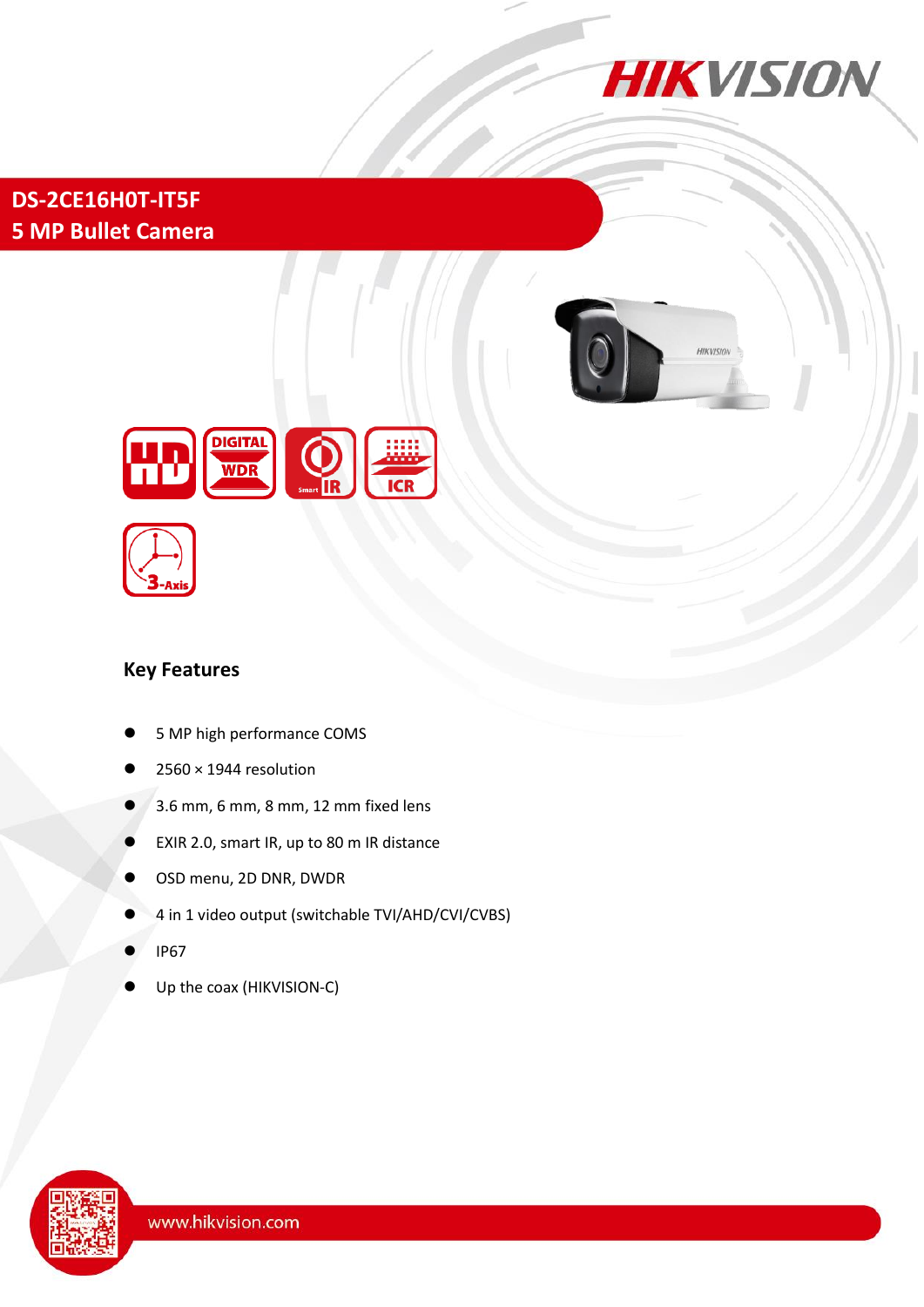# DS-2CE16H0T-IT5F
# 5 MP Bullet Camera

## Key Features

- 5 MP high performance COMS
- 2560 × 1944 resolution
- 3.6 mm, 6 mm, 8 mm, 12 mm fixed lens
- EXIR 2.0, smart IR, up to 80 m IR distance
- OSD menu, 2D DNR, DWDR
- 4 in 1 video output (switchable TVI/AHD/CVI/CVBS)
- IP67
- Up the coax (HIKVISION-C)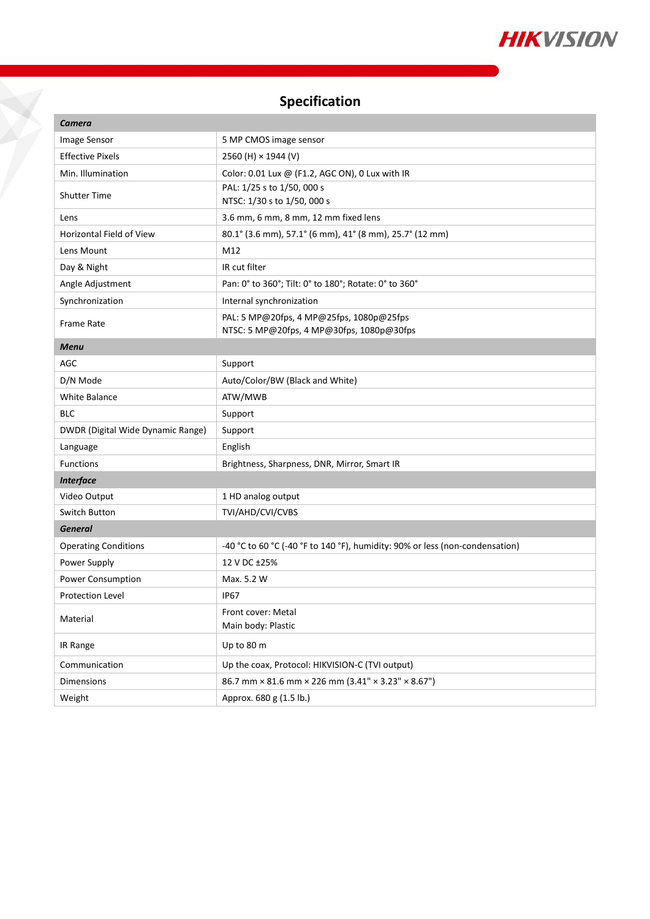## Specification

| ***Camera*** | |
|---|---|
| Image Sensor | 5 MP CMOS image sensor |
| Effective Pixels | 2560 (H) × 1944 (V) |
| Min. Illumination | Color: 0.01 Lux @ (F1.2, AGC ON), 0 Lux with IR |
| Shutter Time | PAL: 1/25 s to 1/50, 000 s<br>NTSC: 1/30 s to 1/50, 000 s |
| Lens | 3.6 mm, 6 mm, 8 mm, 12 mm fixed lens |
| Horizontal Field of View | 80.1° (3.6 mm), 57.1° (6 mm), 41° (8 mm), 25.7° (12 mm) |
| Lens Mount | M12 |
| Day & Night | IR cut filter |
| Angle Adjustment | Pan: 0° to 360°; Tilt: 0° to 180°; Rotate: 0° to 360° |
| Synchronization | Internal synchronization |
| Frame Rate | PAL: 5 MP@20fps, 4 MP@25fps, 1080p@25fps<br>NTSC: 5 MP@20fps, 4 MP@30fps, 1080p@30fps |
| ***Menu*** | |
| AGC | Support |
| D/N Mode | Auto/Color/BW (Black and White) |
| White Balance | ATW/MWB |
| BLC | Support |
| DWDR (Digital Wide Dynamic Range) | Support |
| Language | English |
| Functions | Brightness, Sharpness, DNR, Mirror, Smart IR |
| ***Interface*** | |
| Video Output | 1 HD analog output |
| Switch Button | TVI/AHD/CVI/CVBS |
| ***General*** | |
| Operating Conditions | -40 °C to 60 °C (-40 °F to 140 °F), humidity: 90% or less (non-condensation) |
| Power Supply | 12 V DC ±25% |
| Power Consumption | Max. 5.2 W |
| Protection Level | IP67 |
| Material | Front cover: Metal<br>Main body: Plastic |
| IR Range | Up to 80 m |
| Communication | Up the coax, Protocol: HIKVISION-C (TVI output) |
| Dimensions | 86.7 mm × 81.6 mm × 226 mm (3.41" × 3.23" × 8.67") |
| Weight | Approx. 680 g (1.5 lb.) |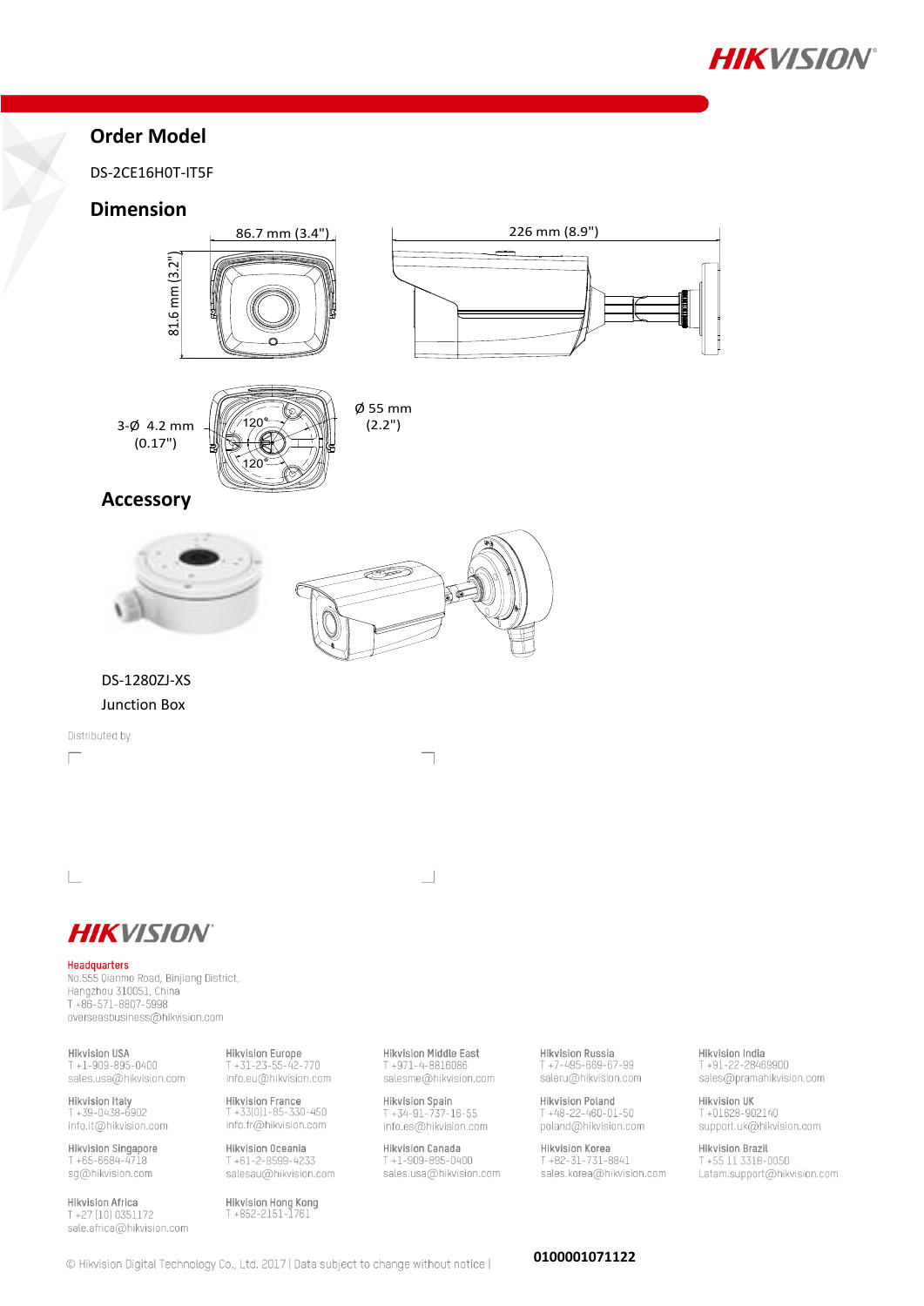## Order Model

DS-2CE16H0T-IT5F

## Dimension

86.7 mm (3.4")

81.6 mm (3.2")

226 mm (8.9")

3-Ø 4.2 mm (0.17")

120°

120°

Ø 55 mm (2.2")

## Accessory

DS-1280ZJ-XS

Junction Box

Distributed by

**HIKVISION**

Headquarters
No.555 Qianmo Road, Binjiang District,
Hangzhou 310051, China
T +86-571-8807-5998
overseasbusiness@hikvision.com

Hikvision USA
T +1-909-895-0400
sales.usa@hikvision.com

Hikvision Italy
T +39-0438-6902
info.it@hikvision.com

Hikvision Singapore
T +65-6684-4718
sg@hikvision.com

Hikvision Africa
T +27 (10) 0351172
sale.africa@hikvision.com

Hikvision Europe
T +31-23-55-42-770
info.eu@hikvision.com

Hikvision France
T +33(0)1-85-330-450
info.fr@hikvision.com

Hikvision Oceania
T +61-2-8599-4233
salesau@hikvision.com

Hikvision Hong Kong
T +852-2151-1761

Hikvision Middle East
T +971-4-8816086
salesme@hikvision.com

Hikvision Spain
T +34-91-737-16-55
info.es@hikvision.com

Hikvision Canada
T +1-909-895-0400
sales.usa@hikvision.com

Hikvision Russia
T +7-495-669-67-99
saleru@hikvision.com

Hikvision Poland
T +48-22-460-01-50
poland@hikvision.com

Hikvision Korea
T +82-31-731-8841
sales.korea@hikvision.com

Hikvision India
T +91-22-28469900
sales@pramahikvision.com

Hikvision UK
T +01628-902140
support.uk@hikvision.com

Hikvision Brazil
T +55 11 3318-0050
Latam.support@hikvision.com

© Hikvision Digital Technology Co., Ltd. 2017 | Data subject to change without notice | **0100001071122**